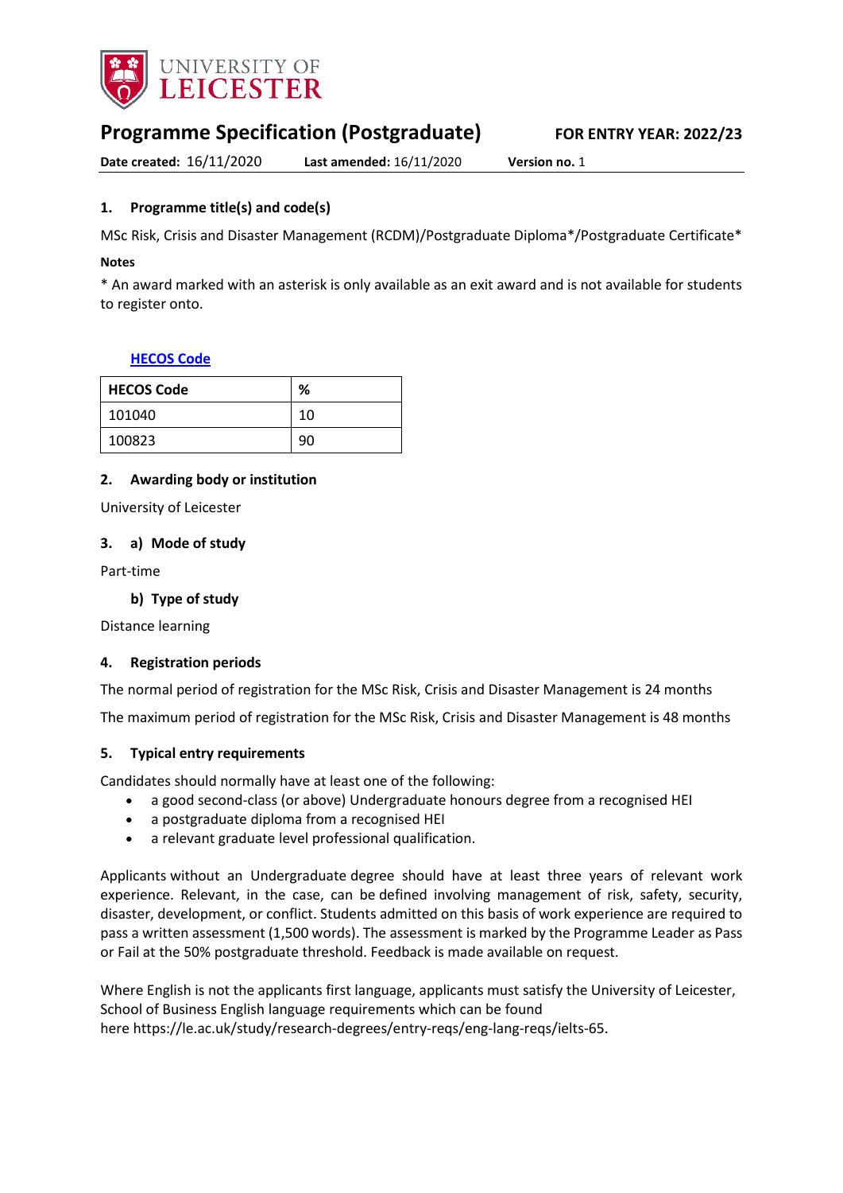# Programme Specification (Postgraduate)

**FOR ENTRY YEAR: 2022/23**

**Date created:** 16/11/2020 **Last amended:** 16/11/2020 **Version no.** 1

## 1. Programme title(s) and code(s)

MSc Risk, Crisis and Disaster Management (RCDM)/Postgraduate Diploma*/Postgraduate Certificate*

**Notes**

* An award marked with an asterisk is only available as an exit award and is not available for students to register onto.

[HECOS Code](#)

| HECOS Code | % |
|---|---|
| 101040 | 10 |
| 100823 | 90 |

## 2. Awarding body or institution

University of Leicester

## 3. a) Mode of study

Part-time

### b) Type of study

Distance learning

## 4. Registration periods

The normal period of registration for the MSc Risk, Crisis and Disaster Management is 24 months

The maximum period of registration for the MSc Risk, Crisis and Disaster Management is 48 months

## 5. Typical entry requirements

Candidates should normally have at least one of the following:

- a good second-class (or above) Undergraduate honours degree from a recognised HEI
- a postgraduate diploma from a recognised HEI
- a relevant graduate level professional qualification.

Applicants without an Undergraduate degree should have at least three years of relevant work experience. Relevant, in the case, can be defined involving management of risk, safety, security, disaster, development, or conflict. Students admitted on this basis of work experience are required to pass a written assessment (1,500 words). The assessment is marked by the Programme Leader as Pass or Fail at the 50% postgraduate threshold. Feedback is made available on request.

Where English is not the applicants first language, applicants must satisfy the University of Leicester, School of Business English language requirements which can be found here https://le.ac.uk/study/research-degrees/entry-reqs/eng-lang-reqs/ielts-65.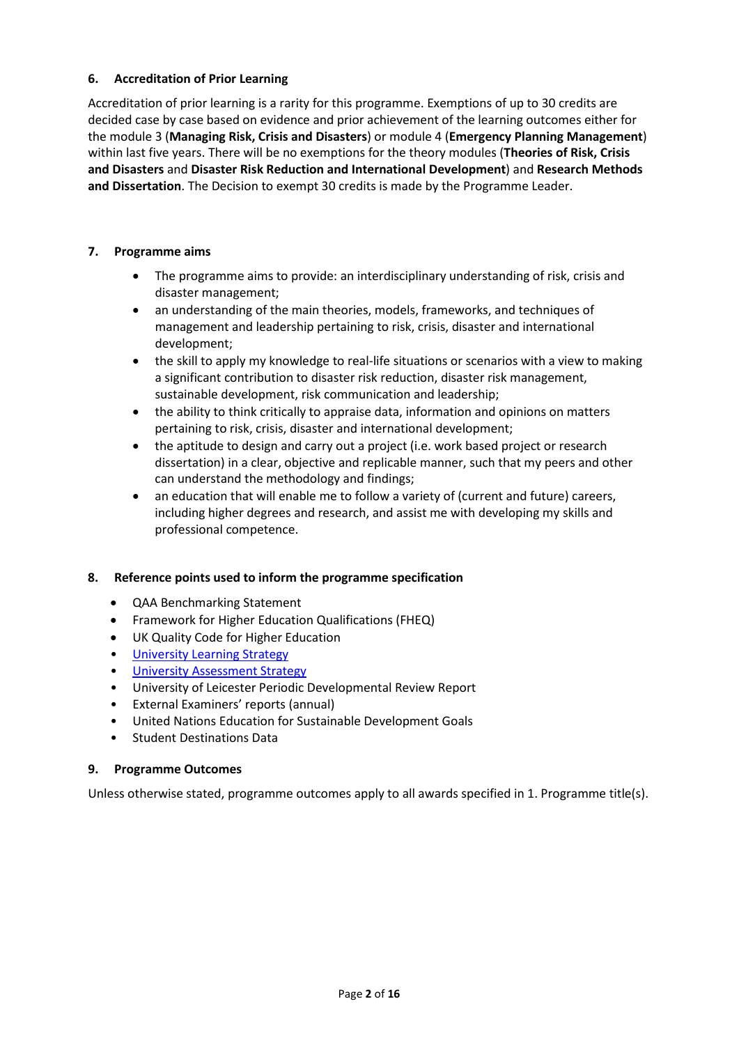## 6. Accreditation of Prior Learning

Accreditation of prior learning is a rarity for this programme. Exemptions of up to 30 credits are decided case by case based on evidence and prior achievement of the learning outcomes either for the module 3 (**Managing Risk, Crisis and Disasters**) or module 4 (**Emergency Planning Management**) within last five years. There will be no exemptions for the theory modules (**Theories of Risk, Crisis and Disasters** and **Disaster Risk Reduction and International Development**) and **Research Methods and Dissertation**. The Decision to exempt 30 credits is made by the Programme Leader.

## 7. Programme aims

- The programme aims to provide: an interdisciplinary understanding of risk, crisis and disaster management;
- an understanding of the main theories, models, frameworks, and techniques of management and leadership pertaining to risk, crisis, disaster and international development;
- the skill to apply my knowledge to real-life situations or scenarios with a view to making a significant contribution to disaster risk reduction, disaster risk management, sustainable development, risk communication and leadership;
- the ability to think critically to appraise data, information and opinions on matters pertaining to risk, crisis, disaster and international development;
- the aptitude to design and carry out a project (i.e. work based project or research dissertation) in a clear, objective and replicable manner, such that my peers and other can understand the methodology and findings;
- an education that will enable me to follow a variety of (current and future) careers, including higher degrees and research, and assist me with developing my skills and professional competence.

## 8. Reference points used to inform the programme specification

- QAA Benchmarking Statement
- Framework for Higher Education Qualifications (FHEQ)
- UK Quality Code for Higher Education
- University Learning Strategy
- University Assessment Strategy
- University of Leicester Periodic Developmental Review Report
- External Examiners' reports (annual)
- United Nations Education for Sustainable Development Goals
- Student Destinations Data

## 9. Programme Outcomes

Unless otherwise stated, programme outcomes apply to all awards specified in 1. Programme title(s).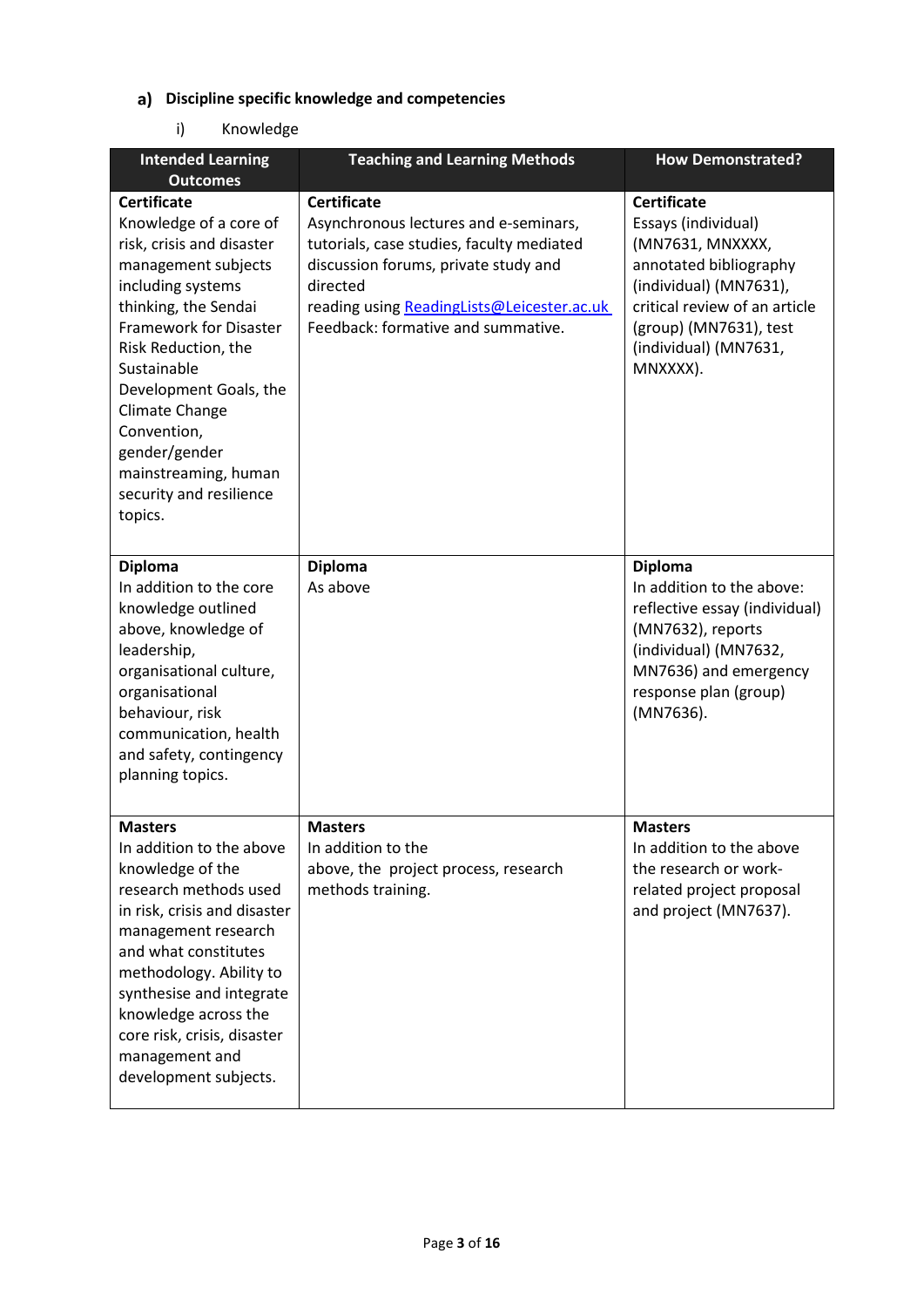## a) Discipline specific knowledge and competencies

i) Knowledge

| Intended Learning Outcomes | Teaching and Learning Methods | How Demonstrated? |
|---|---|---|
| **Certificate** Knowledge of a core of risk, crisis and disaster management subjects including systems thinking, the Sendai Framework for Disaster Risk Reduction, the Sustainable Development Goals, the Climate Change Convention, gender/gender mainstreaming, human security and resilience topics. | **Certificate** Asynchronous lectures and e-seminars, tutorials, case studies, faculty mediated discussion forums, private study and directed reading using [ReadingLists@Leicester.ac.uk](ReadingLists@Leicester.ac.uk) Feedback: formative and summative. | **Certificate** Essays (individual) (MN7631, MNXXXX, annotated bibliography (individual) (MN7631), critical review of an article (group) (MN7631), test (individual) (MN7631, MNXXXX). |
| **Diploma** In addition to the core knowledge outlined above, knowledge of leadership, organisational culture, organisational behaviour, risk communication, health and safety, contingency planning topics. | **Diploma** As above | **Diploma** In addition to the above: reflective essay (individual) (MN7632), reports (individual) (MN7632, MN7636) and emergency response plan (group) (MN7636). |
| **Masters** In addition to the above knowledge of the research methods used in risk, crisis and disaster management research and what constitutes methodology. Ability to synthesise and integrate knowledge across the core risk, crisis, disaster management and development subjects. | **Masters** In addition to the above, the project process, research methods training. | **Masters** In addition to the above the research or work-related project proposal and project (MN7637). |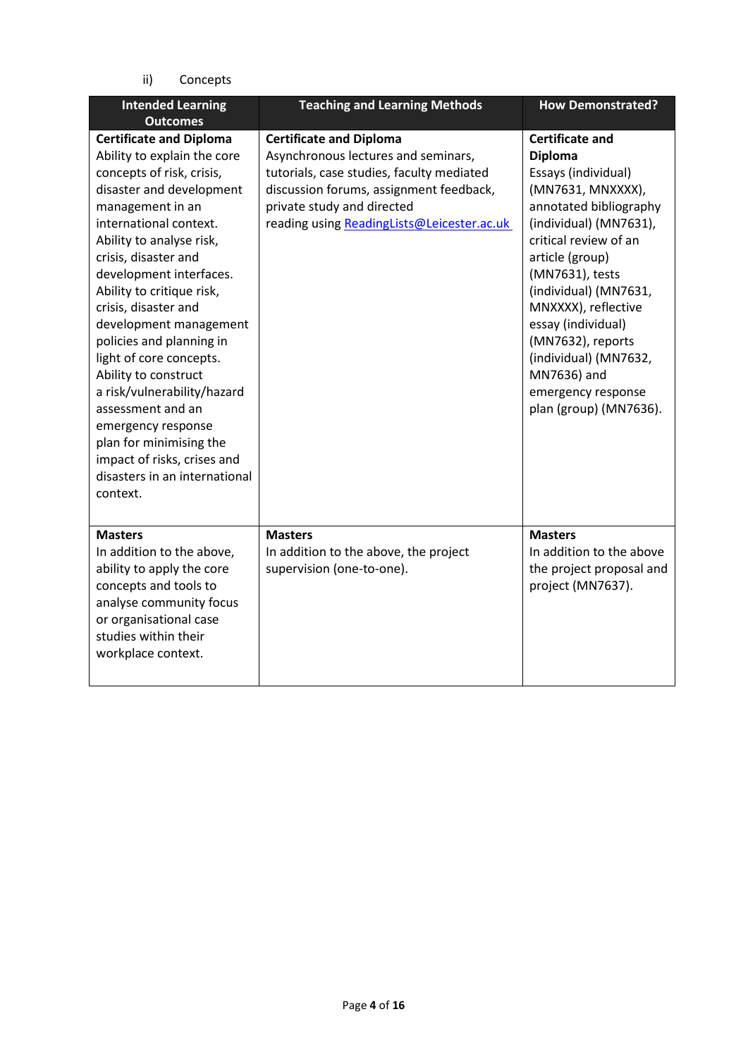ii) Concepts

| Intended Learning Outcomes | Teaching and Learning Methods | How Demonstrated? |
|---|---|---|
| **Certificate and Diploma**<br>Ability to explain the core concepts of risk, crisis, disaster and development management in an international context.<br>Ability to analyse risk, crisis, disaster and development interfaces.<br>Ability to critique risk, crisis, disaster and development management policies and planning in light of core concepts.<br>Ability to construct a risk/vulnerability/hazard assessment and an emergency response plan for minimising the impact of risks, crises and disasters in an international context. | **Certificate and Diploma**<br>Asynchronous lectures and seminars, tutorials, case studies, faculty mediated discussion forums, assignment feedback, private study and directed reading using ReadingLists@Leicester.ac.uk | **Certificate and Diploma**<br>Essays (individual) (MN7631, MNXXXX), annotated bibliography (individual) (MN7631), critical review of an article (group) (MN7631), tests (individual) (MN7631, MNXXXX), reflective essay (individual) (MN7632), reports (individual) (MN7632, MN7636) and emergency response plan (group) (MN7636). |
| **Masters**<br>In addition to the above, ability to apply the core concepts and tools to analyse community focus or organisational case studies within their workplace context. | **Masters**<br>In addition to the above, the project supervision (one-to-one). | **Masters**<br>In addition to the above the project proposal and project (MN7637). |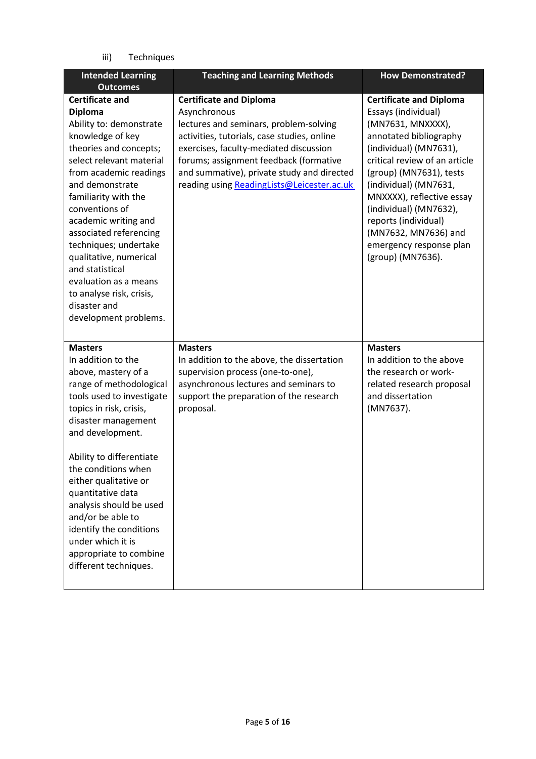iii) Techniques

| Intended Learning Outcomes | Teaching and Learning Methods | How Demonstrated? |
|---|---|---|
| **Certificate and Diploma**<br>Ability to: demonstrate knowledge of key theories and concepts; select relevant material from academic readings and demonstrate familiarity with the conventions of academic writing and associated referencing techniques; undertake qualitative, numerical and statistical evaluation as a means to analyse risk, crisis, disaster and development problems. | **Certificate and Diploma**<br>Asynchronous lectures and seminars, problem-solving activities, tutorials, case studies, online exercises, faculty-mediated discussion forums; assignment feedback (formative and summative), private study and directed reading using [ReadingLists@Leicester.ac.uk](ReadingLists@Leicester.ac.uk) | **Certificate and Diploma**<br>Essays (individual) (MN7631, MNXXXX), annotated bibliography (individual) (MN7631), critical review of an article (group) (MN7631), tests (individual) (MN7631, MNXXXX), reflective essay (individual) (MN7632), reports (individual) (MN7632, MN7636) and emergency response plan (group) (MN7636). |
| **Masters**<br>In addition to the above, mastery of a range of methodological tools used to investigate topics in risk, crisis, disaster management and development.<br><br>Ability to differentiate the conditions when either qualitative or quantitative data analysis should be used and/or be able to identify the conditions under which it is appropriate to combine different techniques. | **Masters**<br>In addition to the above, the dissertation supervision process (one-to-one), asynchronous lectures and seminars to support the preparation of the research proposal. | **Masters**<br>In addition to the above the research or work-related research proposal and dissertation (MN7637). |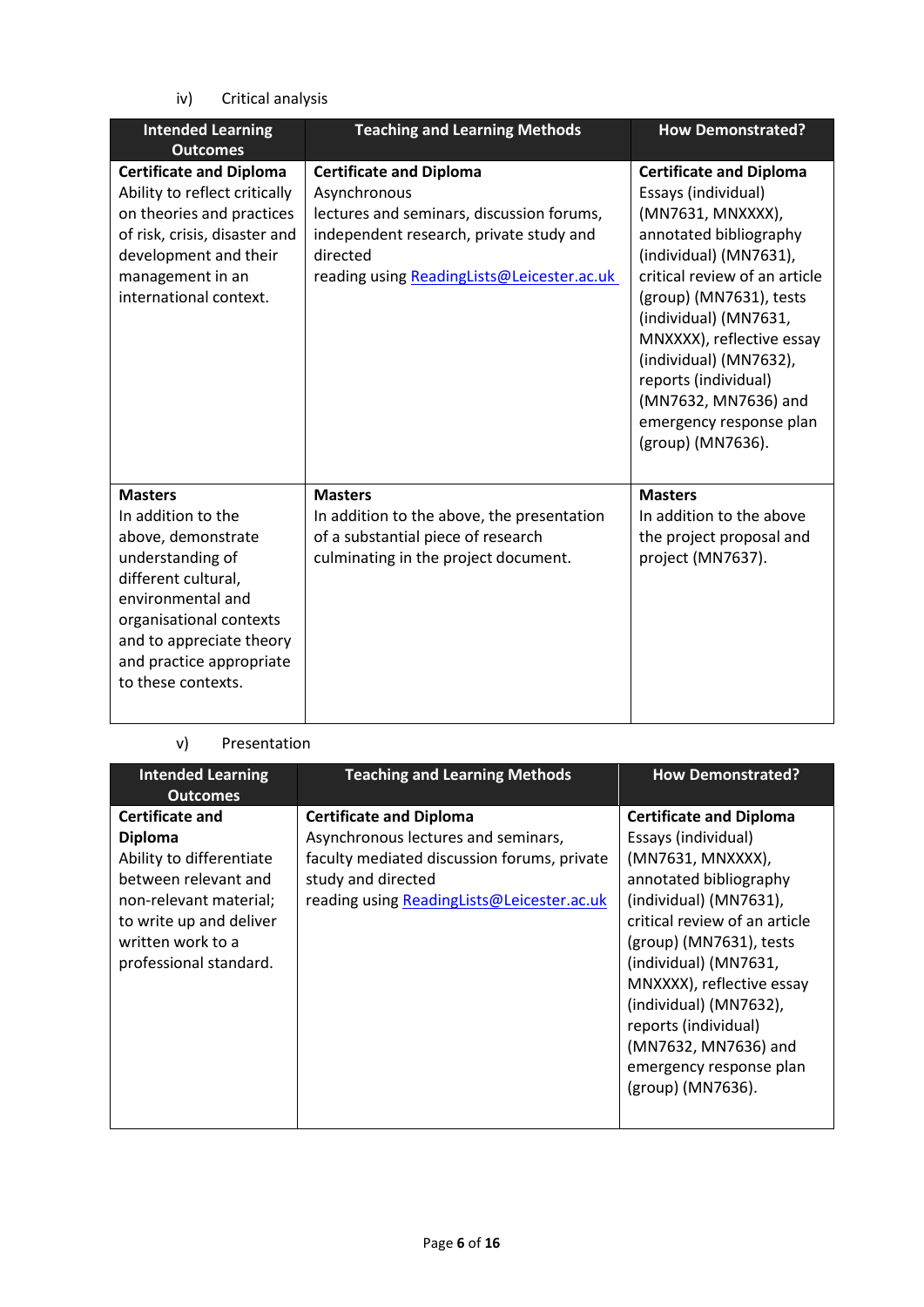iv) Critical analysis

| Intended Learning Outcomes | Teaching and Learning Methods | How Demonstrated? |
| --- | --- | --- |
| **Certificate and Diploma** Ability to reflect critically on theories and practices of risk, crisis, disaster and development and their management in an international context. | **Certificate and Diploma** Asynchronous lectures and seminars, discussion forums, independent research, private study and directed reading using ReadingLists@Leicester.ac.uk | **Certificate and Diploma** Essays (individual) (MN7631, MNXXXX), annotated bibliography (individual) (MN7631), critical review of an article (group) (MN7631), tests (individual) (MN7631, MNXXXX), reflective essay (individual) (MN7632), reports (individual) (MN7632, MN7636) and emergency response plan (group) (MN7636). |
| **Masters** In addition to the above, demonstrate understanding of different cultural, environmental and organisational contexts and to appreciate theory and practice appropriate to these contexts. | **Masters** In addition to the above, the presentation of a substantial piece of research culminating in the project document. | **Masters** In addition to the above the project proposal and project (MN7637). |

v) Presentation

| Intended Learning Outcomes | Teaching and Learning Methods | How Demonstrated? |
| --- | --- | --- |
| **Certificate and Diploma** Ability to differentiate between relevant and non-relevant material; to write up and deliver written work to a professional standard. | **Certificate and Diploma** Asynchronous lectures and seminars, faculty mediated discussion forums, private study and directed reading using ReadingLists@Leicester.ac.uk | **Certificate and Diploma** Essays (individual) (MN7631, MNXXXX), annotated bibliography (individual) (MN7631), critical review of an article (group) (MN7631), tests (individual) (MN7631, MNXXXX), reflective essay (individual) (MN7632), reports (individual) (MN7632, MN7636) and emergency response plan (group) (MN7636). |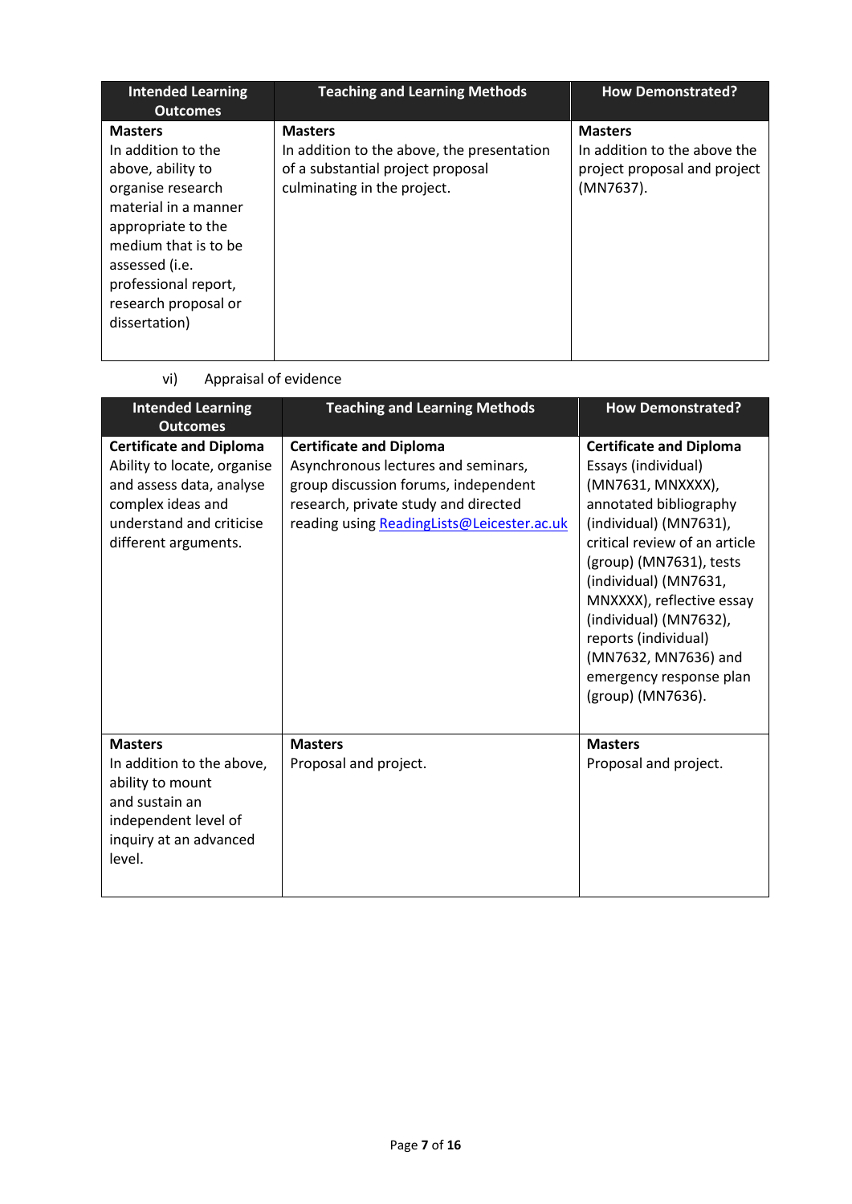| Intended Learning Outcomes | Teaching and Learning Methods | How Demonstrated? |
|---|---|---|
| **Masters**<br>In addition to the above, ability to organise research material in a manner appropriate to the medium that is to be assessed (i.e. professional report, research proposal or dissertation) | **Masters**<br>In addition to the above, the presentation of a substantial project proposal culminating in the project. | **Masters**<br>In addition to the above the project proposal and project (MN7637). |

vi) Appraisal of evidence

| Intended Learning Outcomes | Teaching and Learning Methods | How Demonstrated? |
|---|---|---|
| **Certificate and Diploma**<br>Ability to locate, organise and assess data, analyse complex ideas and understand and criticise different arguments. | **Certificate and Diploma**<br>Asynchronous lectures and seminars, group discussion forums, independent research, private study and directed reading using ReadingLists@Leicester.ac.uk | **Certificate and Diploma**<br>Essays (individual) (MN7631, MNXXXX), annotated bibliography (individual) (MN7631), critical review of an article (group) (MN7631), tests (individual) (MN7631, MNXXXX), reflective essay (individual) (MN7632), reports (individual) (MN7632, MN7636) and emergency response plan (group) (MN7636). |
| **Masters**<br>In addition to the above, ability to mount and sustain an independent level of inquiry at an advanced level. | **Masters**<br>Proposal and project. | **Masters**<br>Proposal and project. |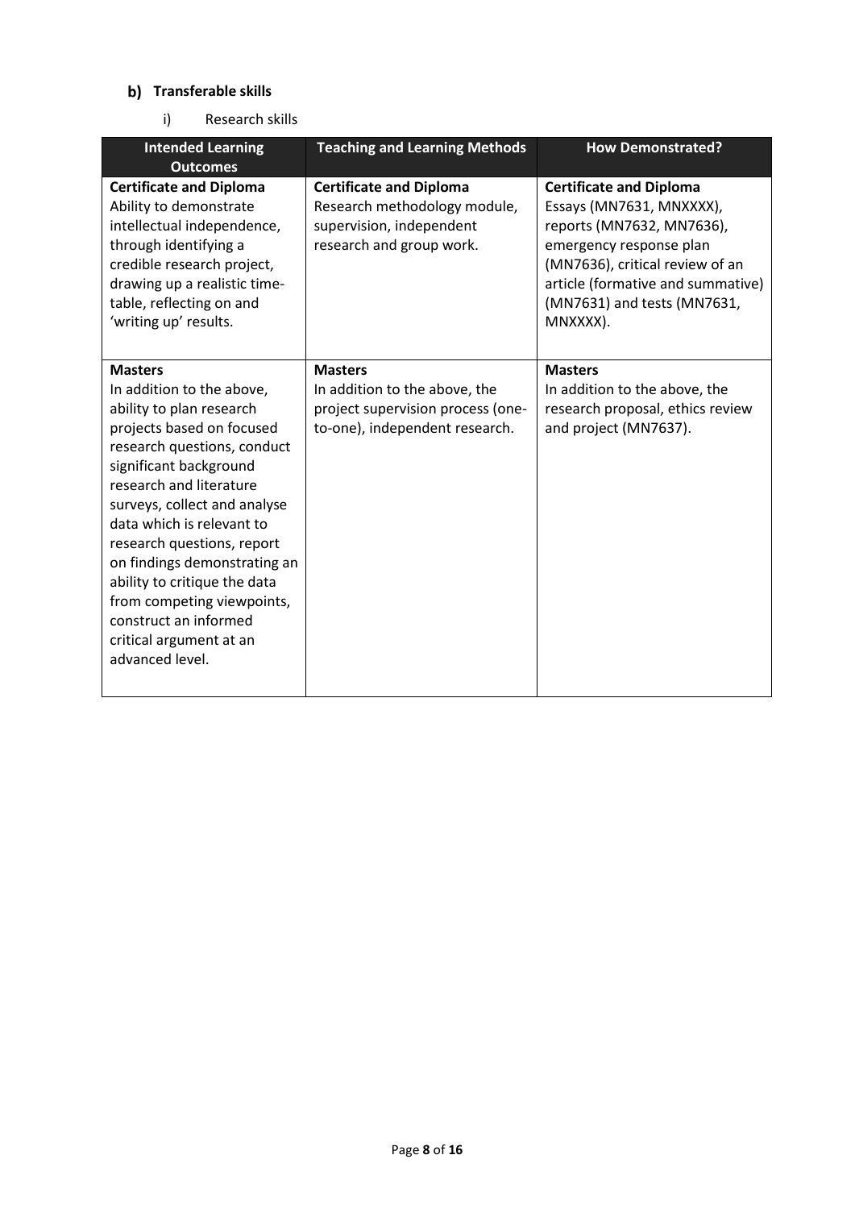### b) Transferable skills

i) Research skills

| Intended Learning Outcomes | Teaching and Learning Methods | How Demonstrated? |
|---|---|---|
| **Certificate and Diploma**<br>Ability to demonstrate intellectual independence, through identifying a credible research project, drawing up a realistic time-table, reflecting on and 'writing up' results. | **Certificate and Diploma**<br>Research methodology module, supervision, independent research and group work. | **Certificate and Diploma**<br>Essays (MN7631, MNXXXX), reports (MN7632, MN7636), emergency response plan (MN7636), critical review of an article (formative and summative) (MN7631) and tests (MN7631, MNXXXX). |
| **Masters**<br>In addition to the above, ability to plan research projects based on focused research questions, conduct significant background research and literature surveys, collect and analyse data which is relevant to research questions, report on findings demonstrating an ability to critique the data from competing viewpoints, construct an informed critical argument at an advanced level. | **Masters**<br>In addition to the above, the project supervision process (one-to-one), independent research. | **Masters**<br>In addition to the above, the research proposal, ethics review and project (MN7637). |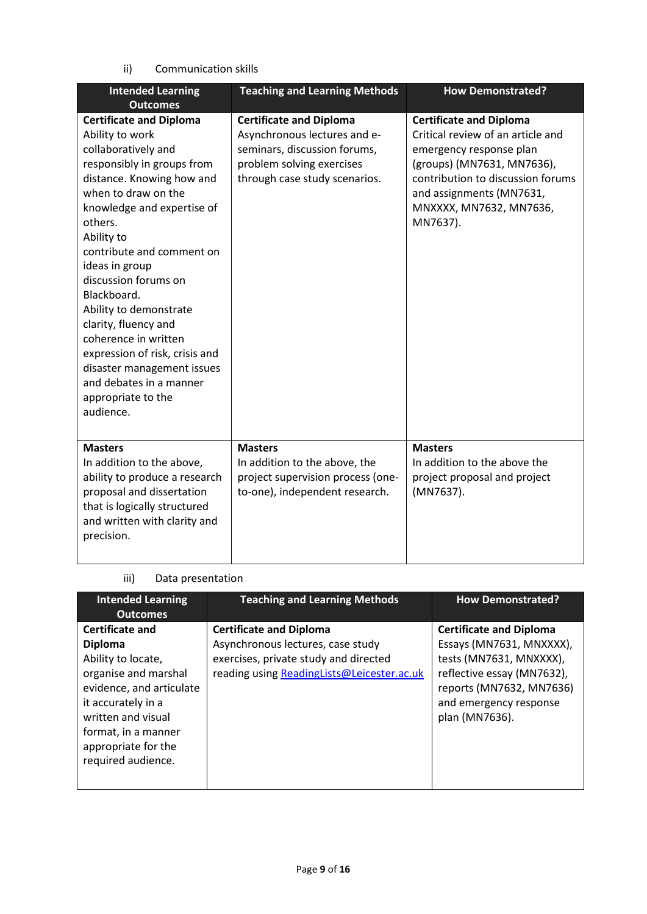ii) Communication skills

| Intended Learning Outcomes | Teaching and Learning Methods | How Demonstrated? |
| --- | --- | --- |
| **Certificate and Diploma**<br>Ability to work collaboratively and responsibly in groups from distance. Knowing how and when to draw on the knowledge and expertise of others.<br>Ability to contribute and comment on ideas in group discussion forums on Blackboard.<br>Ability to demonstrate clarity, fluency and coherence in written expression of risk, crisis and disaster management issues and debates in a manner appropriate to the audience. | **Certificate and Diploma**<br>Asynchronous lectures and e-seminars, discussion forums, problem solving exercises through case study scenarios. | **Certificate and Diploma**<br>Critical review of an article and emergency response plan (groups) (MN7631, MN7636), contribution to discussion forums and assignments (MN7631, MNXXXX, MN7632, MN7636, MN7637). |
| **Masters**<br>In addition to the above, ability to produce a research proposal and dissertation that is logically structured and written with clarity and precision. | **Masters**<br>In addition to the above, the project supervision process (one-to-one), independent research. | **Masters**<br>In addition to the above the project proposal and project (MN7637). |

iii) Data presentation

| Intended Learning Outcomes | Teaching and Learning Methods | How Demonstrated? |
| --- | --- | --- |
| **Certificate and Diploma**<br>Ability to locate, organise and marshal evidence, and articulate it accurately in a written and visual format, in a manner appropriate for the required audience. | **Certificate and Diploma**<br>Asynchronous lectures, case study exercises, private study and directed reading using ReadingLists@Leicester.ac.uk | **Certificate and Diploma**<br>Essays (MN7631, MNXXXX), tests (MN7631, MNXXXX), reflective essay (MN7632), reports (MN7632, MN7636) and emergency response plan (MN7636). |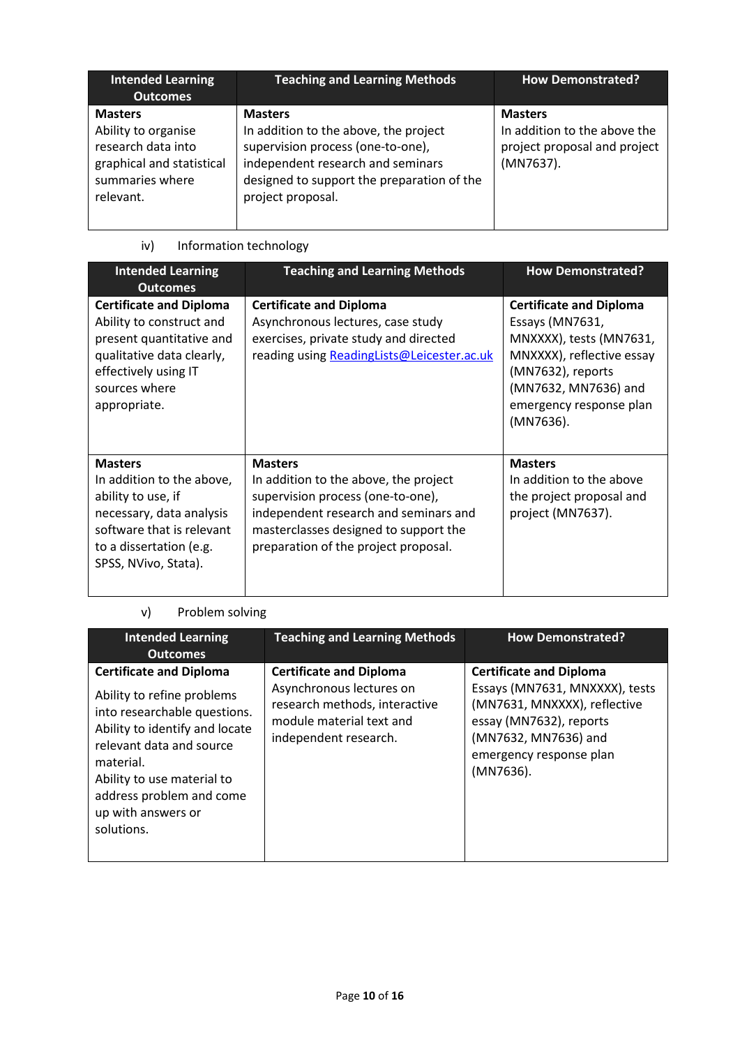| Intended Learning Outcomes | Teaching and Learning Methods | How Demonstrated? |
|---|---|---|
| **Masters**<br>Ability to organise research data into graphical and statistical summaries where relevant. | **Masters**<br>In addition to the above, the project supervision process (one-to-one), independent research and seminars designed to support the preparation of the project proposal. | **Masters**<br>In addition to the above the project proposal and project (MN7637). |

iv) Information technology

| Intended Learning Outcomes | Teaching and Learning Methods | How Demonstrated? |
|---|---|---|
| **Certificate and Diploma**<br>Ability to construct and present quantitative and qualitative data clearly, effectively using IT sources where appropriate. | **Certificate and Diploma**<br>Asynchronous lectures, case study exercises, private study and directed reading using ReadingLists@Leicester.ac.uk | **Certificate and Diploma**<br>Essays (MN7631, MNXXXX), tests (MN7631, MNXXXX), reflective essay (MN7632), reports (MN7632, MN7636) and emergency response plan (MN7636). |
| **Masters**<br>In addition to the above, ability to use, if necessary, data analysis software that is relevant to a dissertation (e.g. SPSS, NVivo, Stata). | **Masters**<br>In addition to the above, the project supervision process (one-to-one), independent research and seminars and masterclasses designed to support the preparation of the project proposal. | **Masters**<br>In addition to the above the project proposal and project (MN7637). |

v) Problem solving

| Intended Learning Outcomes | Teaching and Learning Methods | How Demonstrated? |
|---|---|---|
| **Certificate and Diploma**<br>Ability to refine problems into researchable questions.<br>Ability to identify and locate relevant data and source material.<br>Ability to use material to address problem and come up with answers or solutions. | **Certificate and Diploma**<br>Asynchronous lectures on research methods, interactive module material text and independent research. | **Certificate and Diploma**<br>Essays (MN7631, MNXXXX), tests (MN7631, MNXXXX), reflective essay (MN7632), reports (MN7632, MN7636) and emergency response plan (MN7636). |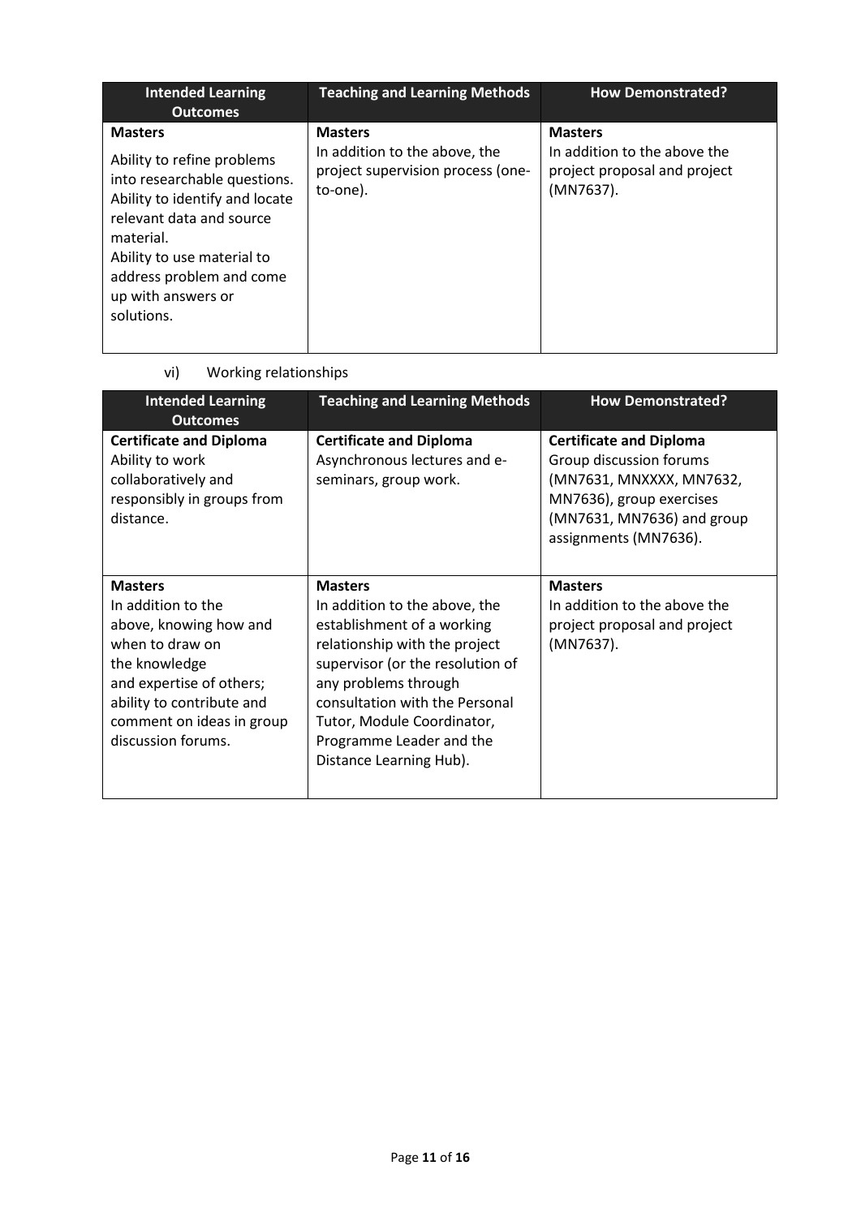| Intended Learning Outcomes | Teaching and Learning Methods | How Demonstrated? |
|---|---|---|
| **Masters**<br><br>Ability to refine problems into researchable questions.<br>Ability to identify and locate relevant data and source material.<br>Ability to use material to address problem and come up with answers or solutions. | **Masters**<br>In addition to the above, the project supervision process (one-to-one). | **Masters**<br>In addition to the above the project proposal and project (MN7637). |

vi) Working relationships

| Intended Learning Outcomes | Teaching and Learning Methods | How Demonstrated? |
|---|---|---|
| **Certificate and Diploma**<br>Ability to work collaboratively and responsibly in groups from distance. | **Certificate and Diploma**<br>Asynchronous lectures and e-seminars, group work. | **Certificate and Diploma**<br>Group discussion forums (MN7631, MNXXXX, MN7632, MN7636), group exercises (MN7631, MN7636) and group assignments (MN7636). |
| **Masters**<br>In addition to the above, knowing how and when to draw on the knowledge and expertise of others; ability to contribute and comment on ideas in group discussion forums. | **Masters**<br>In addition to the above, the establishment of a working relationship with the project supervisor (or the resolution of any problems through consultation with the Personal Tutor, Module Coordinator, Programme Leader and the Distance Learning Hub). | **Masters**<br>In addition to the above the project proposal and project (MN7637). |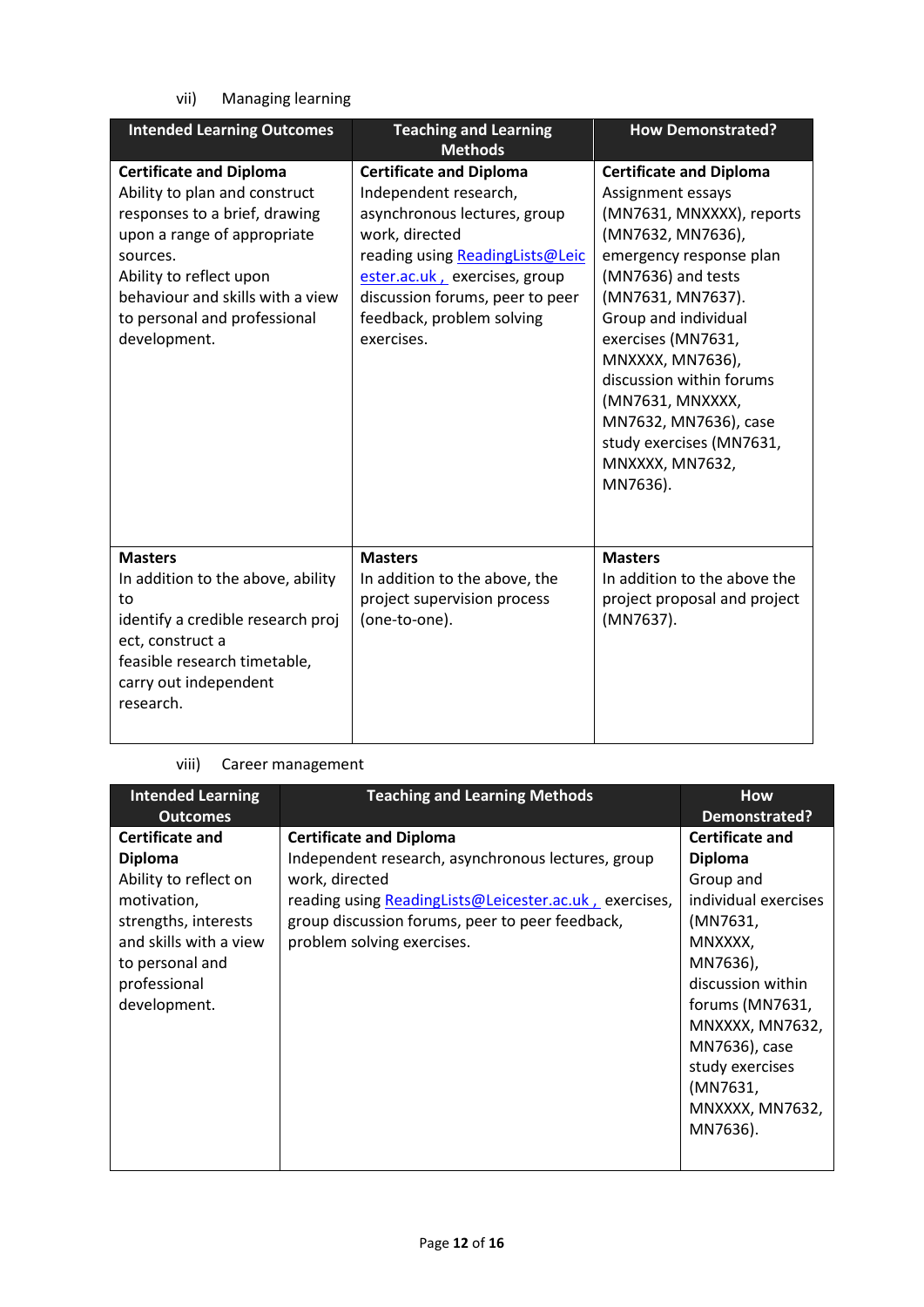vii) Managing learning

| Intended Learning Outcomes | Teaching and Learning Methods | How Demonstrated? |
|---|---|---|
| **Certificate and Diploma**<br>Ability to plan and construct responses to a brief, drawing upon a range of appropriate sources.<br>Ability to reflect upon behaviour and skills with a view to personal and professional development. | **Certificate and Diploma**<br>Independent research, asynchronous lectures, group work, directed reading using ReadingLists@Leicester.ac.uk , exercises, group discussion forums, peer to peer feedback, problem solving exercises. | **Certificate and Diploma**<br>Assignment essays (MN7631, MNXXXX), reports (MN7632, MN7636), emergency response plan (MN7636) and tests (MN7631, MN7637).<br>Group and individual exercises (MN7631, MNXXXX, MN7636), discussion within forums (MN7631, MNXXXX, MN7632, MN7636), case study exercises (MN7631, MNXXXX, MN7632, MN7636). |
| **Masters**<br>In addition to the above, ability to identify a credible research project, construct a feasible research timetable, carry out independent research. | **Masters**<br>In addition to the above, the project supervision process (one-to-one). | **Masters**<br>In addition to the above the project proposal and project (MN7637). |

viii) Career management

| Intended Learning Outcomes | Teaching and Learning Methods | How Demonstrated? |
|---|---|---|
| **Certificate and Diploma**<br>Ability to reflect on motivation, strengths, interests and skills with a view to personal and professional development. | **Certificate and Diploma**<br>Independent research, asynchronous lectures, group work, directed reading using ReadingLists@Leicester.ac.uk , exercises, group discussion forums, peer to peer feedback, problem solving exercises. | **Certificate and Diploma**<br>Group and individual exercises (MN7631, MNXXXX, MN7636), discussion within forums (MN7631, MNXXXX, MN7632, MN7636), case study exercises (MN7631, MNXXXX, MN7632, MN7636). |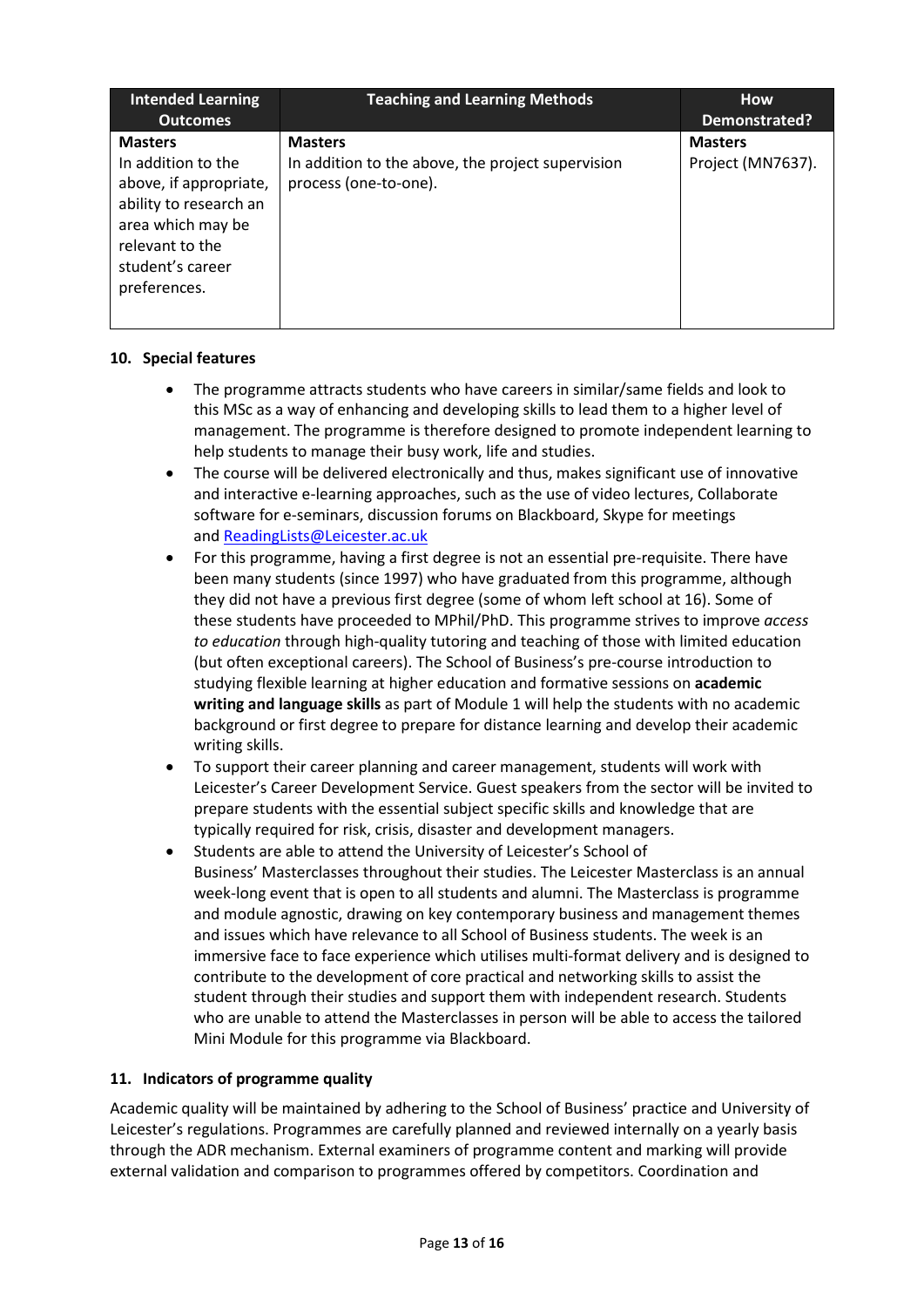| Intended Learning Outcomes | Teaching and Learning Methods | How Demonstrated? |
|---|---|---|
| **Masters**<br>In addition to the above, if appropriate, ability to research an area which may be relevant to the student's career preferences. | **Masters**<br>In addition to the above, the project supervision process (one-to-one). | **Masters**<br>Project (MN7637). |

## 10. Special features

- The programme attracts students who have careers in similar/same fields and look to this MSc as a way of enhancing and developing skills to lead them to a higher level of management. The programme is therefore designed to promote independent learning to help students to manage their busy work, life and studies.
- The course will be delivered electronically and thus, makes significant use of innovative and interactive e-learning approaches, such as the use of video lectures, Collaborate software for e-seminars, discussion forums on Blackboard, Skype for meetings and ReadingLists@Leicester.ac.uk
- For this programme, having a first degree is not an essential pre-requisite. There have been many students (since 1997) who have graduated from this programme, although they did not have a previous first degree (some of whom left school at 16). Some of these students have proceeded to MPhil/PhD. This programme strives to improve *access to education* through high-quality tutoring and teaching of those with limited education (but often exceptional careers). The School of Business's pre-course introduction to studying flexible learning at higher education and formative sessions on **academic writing and language skills** as part of Module 1 will help the students with no academic background or first degree to prepare for distance learning and develop their academic writing skills.
- To support their career planning and career management, students will work with Leicester's Career Development Service. Guest speakers from the sector will be invited to prepare students with the essential subject specific skills and knowledge that are typically required for risk, crisis, disaster and development managers.
- Students are able to attend the University of Leicester's School of Business' Masterclasses throughout their studies. The Leicester Masterclass is an annual week-long event that is open to all students and alumni. The Masterclass is programme and module agnostic, drawing on key contemporary business and management themes and issues which have relevance to all School of Business students. The week is an immersive face to face experience which utilises multi-format delivery and is designed to contribute to the development of core practical and networking skills to assist the student through their studies and support them with independent research. Students who are unable to attend the Masterclasses in person will be able to access the tailored Mini Module for this programme via Blackboard.

## 11. Indicators of programme quality

Academic quality will be maintained by adhering to the School of Business' practice and University of Leicester's regulations. Programmes are carefully planned and reviewed internally on a yearly basis through the ADR mechanism. External examiners of programme content and marking will provide external validation and comparison to programmes offered by competitors. Coordination and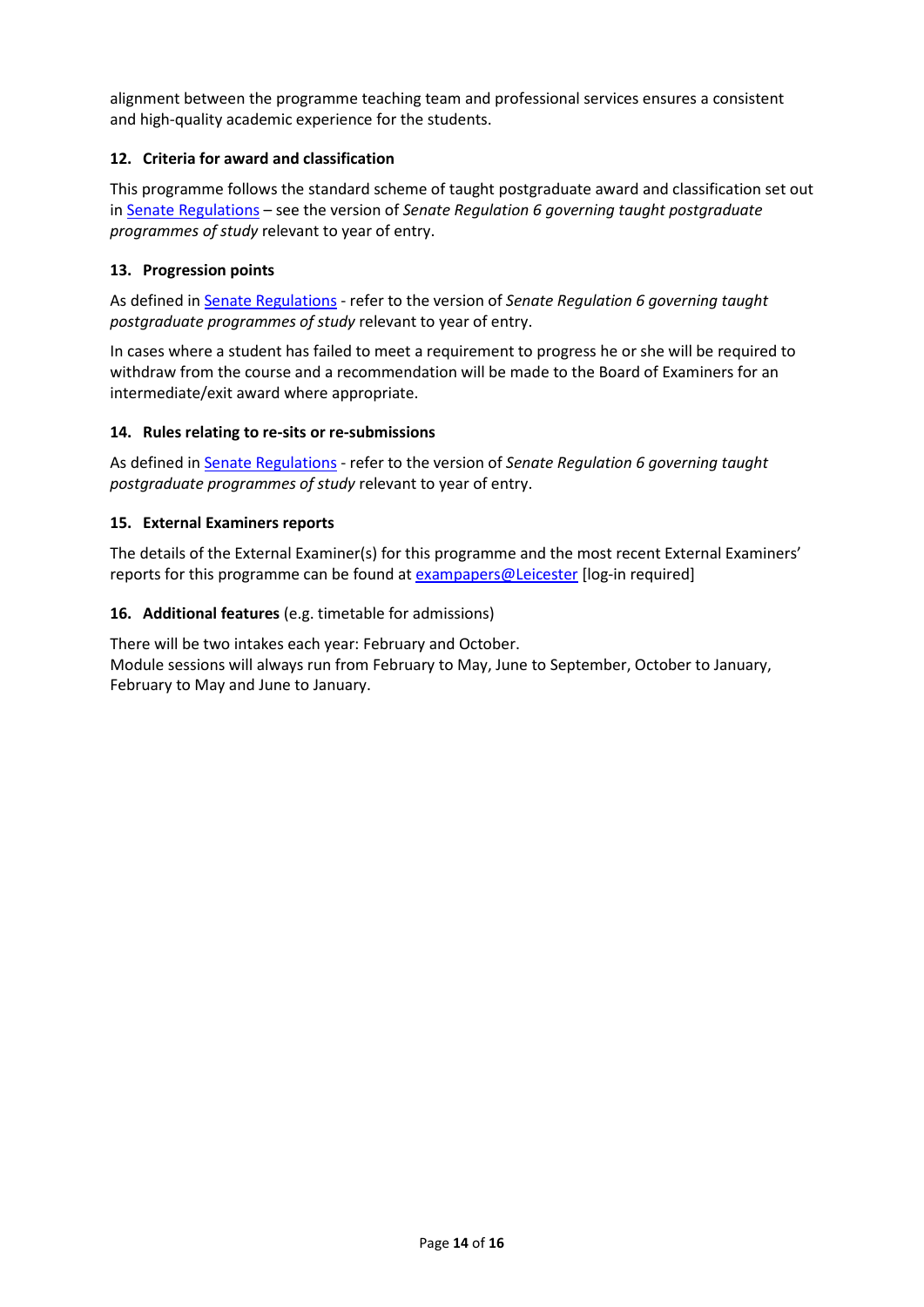alignment between the programme teaching team and professional services ensures a consistent and high-quality academic experience for the students.

### 12. Criteria for award and classification

This programme follows the standard scheme of taught postgraduate award and classification set out in Senate Regulations – see the version of *Senate Regulation 6 governing taught postgraduate programmes of study* relevant to year of entry.

### 13. Progression points

As defined in Senate Regulations - refer to the version of *Senate Regulation 6 governing taught postgraduate programmes of study* relevant to year of entry.

In cases where a student has failed to meet a requirement to progress he or she will be required to withdraw from the course and a recommendation will be made to the Board of Examiners for an intermediate/exit award where appropriate.

### 14. Rules relating to re-sits or re-submissions

As defined in Senate Regulations - refer to the version of *Senate Regulation 6 governing taught postgraduate programmes of study* relevant to year of entry.

### 15. External Examiners reports

The details of the External Examiner(s) for this programme and the most recent External Examiners' reports for this programme can be found at exampapers@Leicester [log-in required]

### 16. Additional features (e.g. timetable for admissions)

There will be two intakes each year: February and October.
Module sessions will always run from February to May, June to September, October to January, February to May and June to January.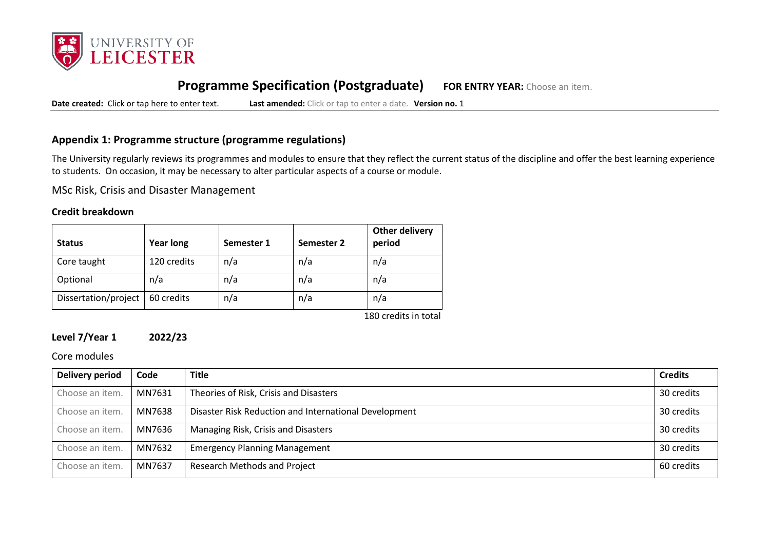UNIVERSITY OF LEICESTER

# Programme Specification (Postgraduate) **FOR ENTRY YEAR:** Choose an item.

**Date created:** Click or tap here to enter text. **Last amended:** Click or tap to enter a date. **Version no.** 1

## Appendix 1: Programme structure (programme regulations)

The University regularly reviews its programmes and modules to ensure that they reflect the current status of the discipline and offer the best learning experience to students. On occasion, it may be necessary to alter particular aspects of a course or module.

MSc Risk, Crisis and Disaster Management

### Credit breakdown

| Status | Year long | Semester 1 | Semester 2 | Other delivery period |
|---|---|---|---|---|
| Core taught | 120 credits | n/a | n/a | n/a |
| Optional | n/a | n/a | n/a | n/a |
| Dissertation/project | 60 credits | n/a | n/a | n/a |

180 credits in total

### Level 7/Year 1 2022/23

Core modules

| Delivery period | Code | Title | Credits |
|---|---|---|---|
| Choose an item. | MN7631 | Theories of Risk, Crisis and Disasters | 30 credits |
| Choose an item. | MN7638 | Disaster Risk Reduction and International Development | 30 credits |
| Choose an item. | MN7636 | Managing Risk, Crisis and Disasters | 30 credits |
| Choose an item. | MN7632 | Emergency Planning Management | 30 credits |
| Choose an item. | MN7637 | Research Methods and Project | 60 credits |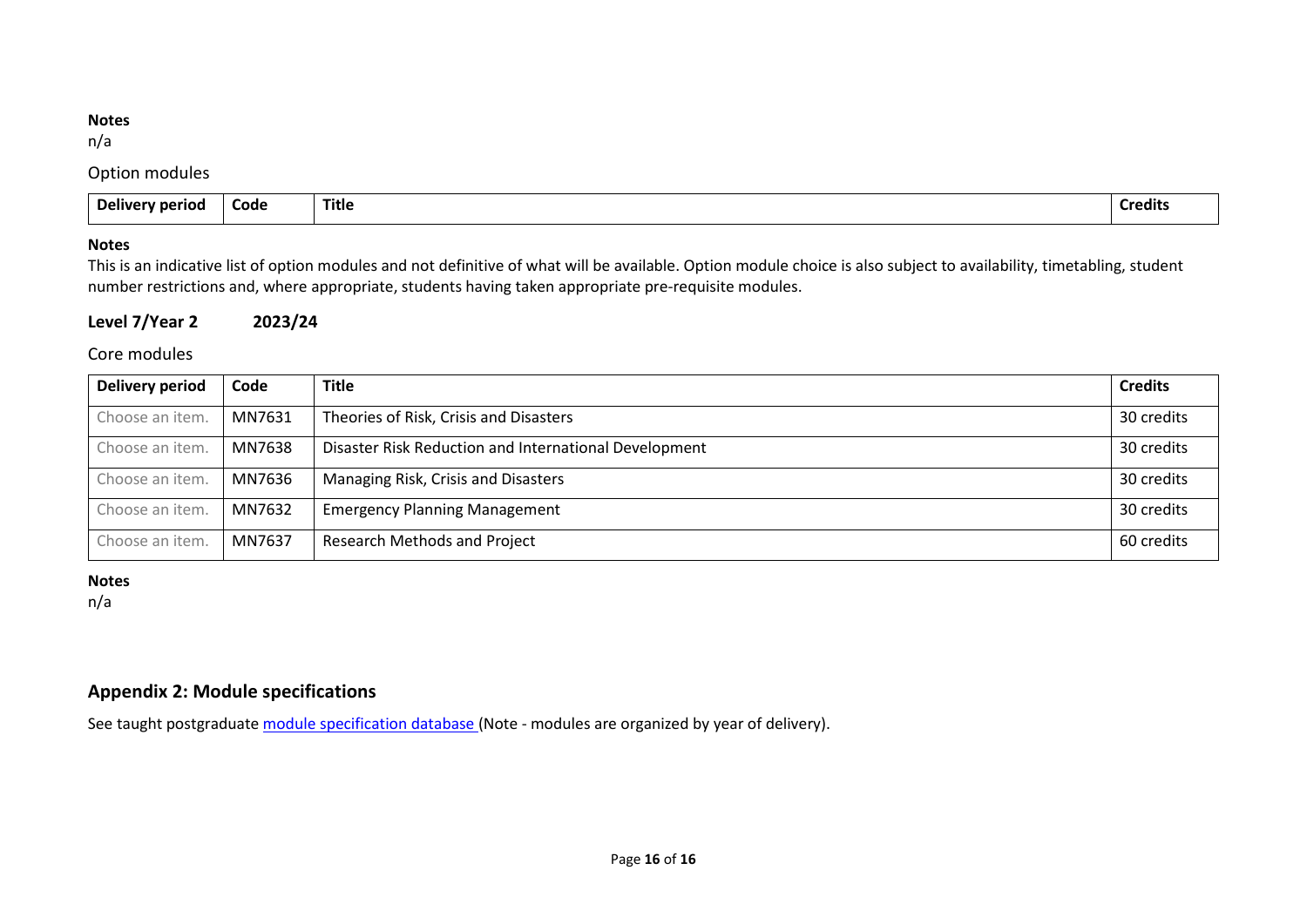**Notes**

n/a

Option modules

| Delivery period | Code | Title | Credits |
|---|---|---|---|

**Notes**

This is an indicative list of option modules and not definitive of what will be available. Option module choice is also subject to availability, timetabling, student number restrictions and, where appropriate, students having taken appropriate pre-requisite modules.

### Level 7/Year 2 2023/24

Core modules

| Delivery period | Code | Title | Credits |
|---|---|---|---|
| Choose an item. | MN7631 | Theories of Risk, Crisis and Disasters | 30 credits |
| Choose an item. | MN7638 | Disaster Risk Reduction and International Development | 30 credits |
| Choose an item. | MN7636 | Managing Risk, Crisis and Disasters | 30 credits |
| Choose an item. | MN7632 | Emergency Planning Management | 30 credits |
| Choose an item. | MN7637 | Research Methods and Project | 60 credits |

**Notes**

n/a

## Appendix 2: Module specifications

See taught postgraduate module specification database (Note - modules are organized by year of delivery).